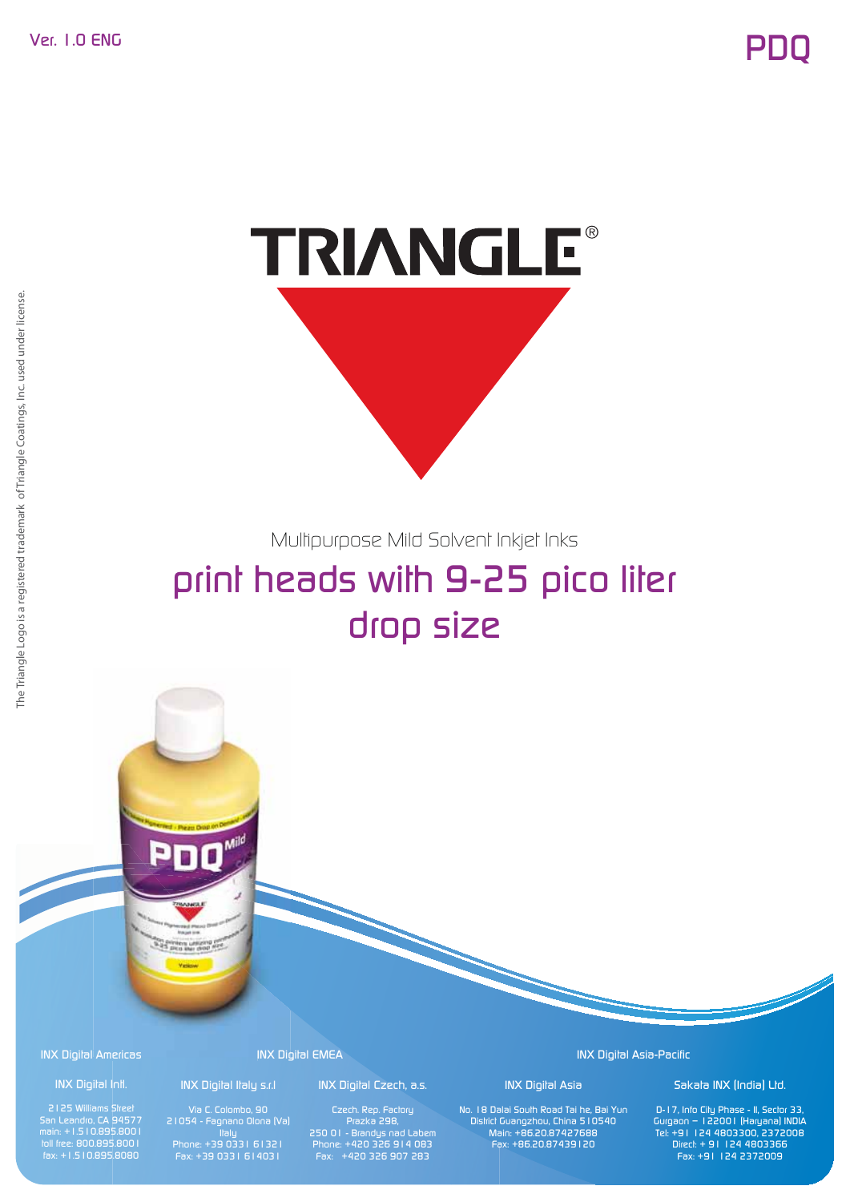Ver. 1.0 ENG

# PDQ

TRIANGLE®

Multipurpose Mild Solvent Inkjet Inks

## print heads with 9-25 pico liter drop size

The Triangle Logo is a registered trademark of Triangle Coatings, Inc. used under license.

**INX Digital Americas**

**INX Digital Intl.**
2125 Williams Street
San Leandro, CA 94577
main: +1.510.895.8001
toll free: 800.895.8001
fax: +1.510.895.8080

**INX Digital EMEA**

**INX Digital Italy s.r.l**
Via C. Colombo, 90
21054 - Fagnano Olona (Va)
Italy
Phone: +39 0331 61321
Fax: +39 0331 614031

**INX Digital Czech, a.s.**
Czech. Rep. Factory
Prazka 298,
250 01 - Brandys nad Labem
Phone: +420 326 914 083
Fax: +420 326 907 283

**INX Digital Asia-Pacific**

**INX Digital Asia**
No. 18 Dalai South Road Tai he, Bai Yun
District Guangzhou, China 510540
Main: +86.20.87427688
Fax: +86.20.87439120

**Sakata INX (India) Ltd.**
D-17, Info City Phase - II, Sector 33,
Gurgaon – 122001 (Haryana) INDIA
Tel: +91 124 4803300, 2372008
Direct: + 91 124 4803366
Fax: +91 124 2372009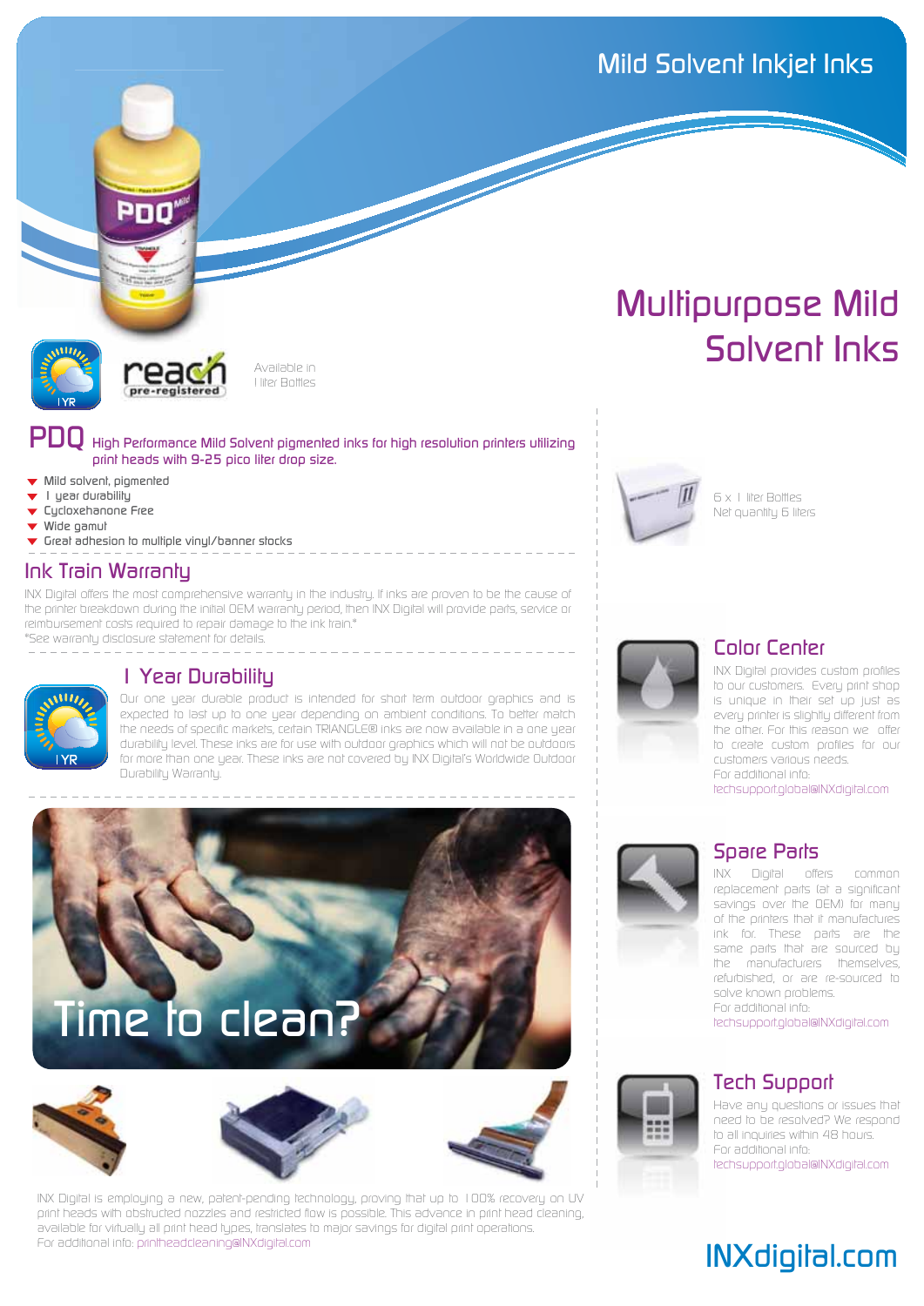# Mild Solvent Inkjet Inks

## Multipurpose Mild Solvent Inks

1YR

reach pre-registered

Available in 1 liter Bottles

## PDQ

High Performance Mild Solvent pigmented inks for high resolution printers utilizing print heads with 9-25 pico liter drop size.

- Mild solvent, pigmented
- 1 year durability
- Cycloxehanone Free
- Wide gamut
- Great adhesion to multiple vinyl/banner stocks

## Ink Train Warranty

INX Digital offers the most comprehensive warranty in the industry. If inks are proven to be the cause of the printer breakdown during the initial OEM warranty period, then INX Digital will provide parts, service or reimbursement costs required to repair damage to the ink train.*

*See warranty disclosure statement for details.

## 1 Year Durability

Our one year durable product is intended for short term outdoor graphics and is expected to last up to one year depending on ambient conditions. To better match the needs of specific markets, certain TRIANGLE® inks are now available in a one year durability level. These inks are for use with outdoor graphics which will not be outdoors for more than one year. These inks are not covered by INX Digital's Worldwide Outdoor Durability Warranty.

Time to clean?

INX Digital is employing a new, patent-pending technology, proving that up to 100% recovery on UV print heads with obstructed nozzles and restricted flow is possible. This advance in print head cleaning, available for virtually all print head types, translates to major savings for digital print operations.
For additional info: printheadcleaning@INXdigital.com

6 x 1 liter Bottles
Net quantity 6 liters

## Color Center

INX Digital provides custom profiles to our customers. Every print shop is unique in their set up just as every printer is slightly different from the other. For this reason we offer to create custom profiles for our customers various needs.
For additional info:
techsupport.global@INXdigital.com

## Spare Parts

INX Digital offers common replacement parts (at a significant savings over the OEM) for many of the printers that it manufactures ink for. These parts are the same parts that are sourced by the manufacturers themselves, refurbished, or are re-sourced to solve known problems.
For additional info:
techsupport.global@INXdigital.com

## Tech Support

Have any questions or issues that need to be resolved? We respond to all inquiries within 48 hours.
For additional info:
techsupport.global@INXdigital.com

INXdigital.com